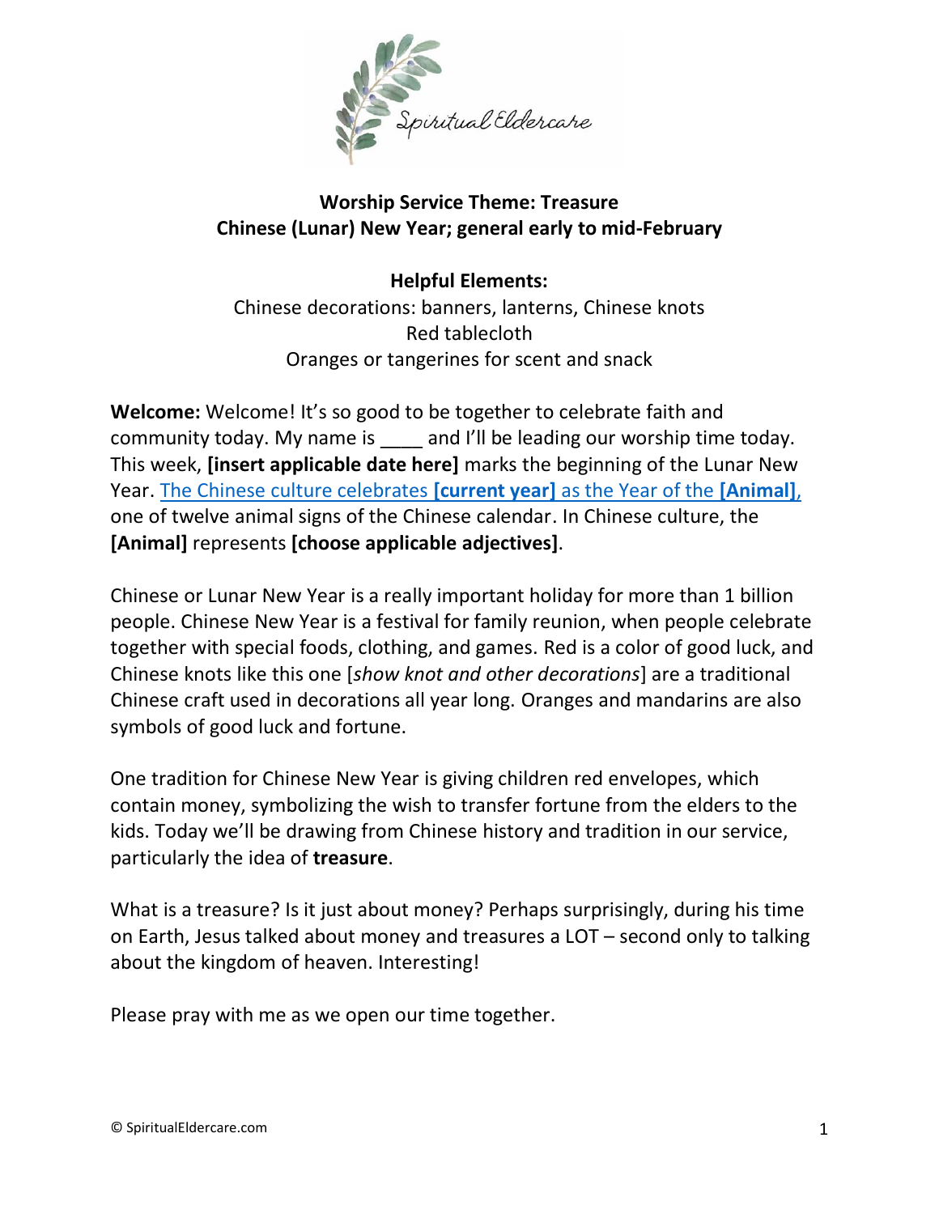**Worship Service Theme: Treasure**
**Chinese (Lunar) New Year; general early to mid-February**

**Helpful Elements:**
Chinese decorations: banners, lanterns, Chinese knots
Red tablecloth
Oranges or tangerines for scent and snack

**Welcome:** Welcome! It's so good to be together to celebrate faith and community today. My name is ____ and I'll be leading our worship time today. This week, **[insert applicable date here]** marks the beginning of the Lunar New Year. The Chinese culture celebrates **[current year]** as the Year of the **[Animal]**, one of twelve animal signs of the Chinese calendar. In Chinese culture, the **[Animal]** represents **[choose applicable adjectives]**.

Chinese or Lunar New Year is a really important holiday for more than 1 billion people. Chinese New Year is a festival for family reunion, when people celebrate together with special foods, clothing, and games. Red is a color of good luck, and Chinese knots like this one [*show knot and other decorations*] are a traditional Chinese craft used in decorations all year long. Oranges and mandarins are also symbols of good luck and fortune.

One tradition for Chinese New Year is giving children red envelopes, which contain money, symbolizing the wish to transfer fortune from the elders to the kids. Today we'll be drawing from Chinese history and tradition in our service, particularly the idea of **treasure**.

What is a treasure? Is it just about money? Perhaps surprisingly, during his time on Earth, Jesus talked about money and treasures a LOT – second only to talking about the kingdom of heaven. Interesting!

Please pray with me as we open our time together.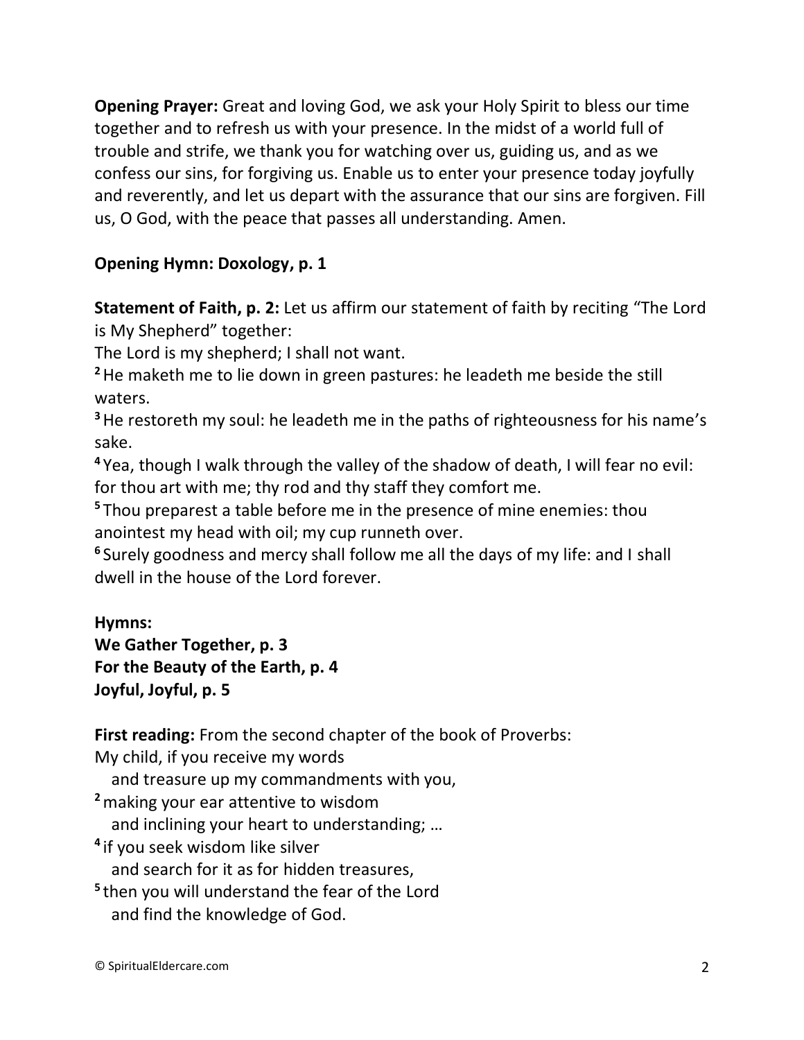**Opening Prayer:** Great and loving God, we ask your Holy Spirit to bless our time together and to refresh us with your presence. In the midst of a world full of trouble and strife, we thank you for watching over us, guiding us, and as we confess our sins, for forgiving us. Enable us to enter your presence today joyfully and reverently, and let us depart with the assurance that our sins are forgiven. Fill us, O God, with the peace that passes all understanding. Amen.

**Opening Hymn: Doxology, p. 1**

**Statement of Faith, p. 2:** Let us affirm our statement of faith by reciting "The Lord is My Shepherd" together:
The Lord is my shepherd; I shall not want.
**2** He maketh me to lie down in green pastures: he leadeth me beside the still waters.
**3** He restoreth my soul: he leadeth me in the paths of righteousness for his name's sake.
**4** Yea, though I walk through the valley of the shadow of death, I will fear no evil: for thou art with me; thy rod and thy staff they comfort me.
**5** Thou preparest a table before me in the presence of mine enemies: thou anointest my head with oil; my cup runneth over.
**6** Surely goodness and mercy shall follow me all the days of my life: and I shall dwell in the house of the Lord forever.

**Hymns:**
**We Gather Together, p. 3**
**For the Beauty of the Earth, p. 4**
**Joyful, Joyful, p. 5**

**First reading:** From the second chapter of the book of Proverbs:
My child, if you receive my words
  and treasure up my commandments with you,
**2** making your ear attentive to wisdom
  and inclining your heart to understanding; …
**4** if you seek wisdom like silver
  and search for it as for hidden treasures,
**5** then you will understand the fear of the Lord
  and find the knowledge of God.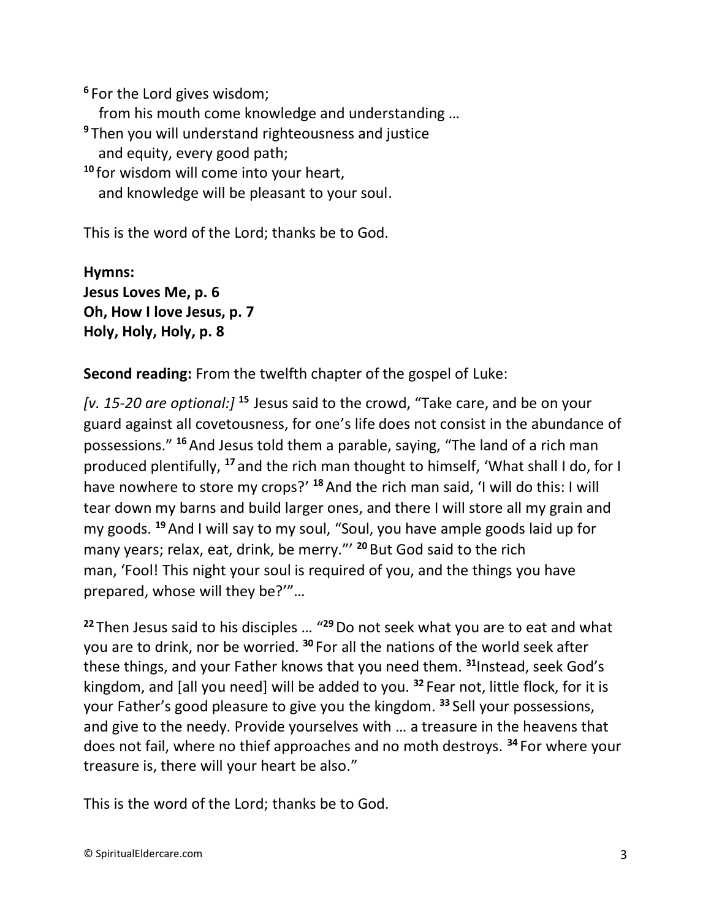[6] For the Lord gives wisdom;
from his mouth come knowledge and understanding …
[9] Then you will understand righteousness and justice
and equity, every good path;
[10] for wisdom will come into your heart,
and knowledge will be pleasant to your soul.

This is the word of the Lord; thanks be to God.

**Hymns:**
**Jesus Loves Me, p. 6**
**Oh, How I love Jesus, p. 7**
**Holy, Holy, Holy, p. 8**

**Second reading:** From the twelfth chapter of the gospel of Luke:

*[v. 15-20 are optional:]* [15] Jesus said to the crowd, "Take care, and be on your guard against all covetousness, for one's life does not consist in the abundance of possessions." [16] And Jesus told them a parable, saying, "The land of a rich man produced plentifully, [17] and the rich man thought to himself, 'What shall I do, for I have nowhere to store my crops?' [18] And the rich man said, 'I will do this: I will tear down my barns and build larger ones, and there I will store all my grain and my goods. [19] And I will say to my soul, "Soul, you have ample goods laid up for many years; relax, eat, drink, be merry."' [20] But God said to the rich man, 'Fool! This night your soul is required of you, and the things you have prepared, whose will they be?'"…

[22] Then Jesus said to his disciples … "[29] Do not seek what you are to eat and what you are to drink, nor be worried. [30] For all the nations of the world seek after these things, and your Father knows that you need them. [31] Instead, seek God's kingdom, and [all you need] will be added to you. [32] Fear not, little flock, for it is your Father's good pleasure to give you the kingdom. [33] Sell your possessions, and give to the needy. Provide yourselves with … a treasure in the heavens that does not fail, where no thief approaches and no moth destroys. [34] For where your treasure is, there will your heart be also."

This is the word of the Lord; thanks be to God.

© SpiritualEldercare.com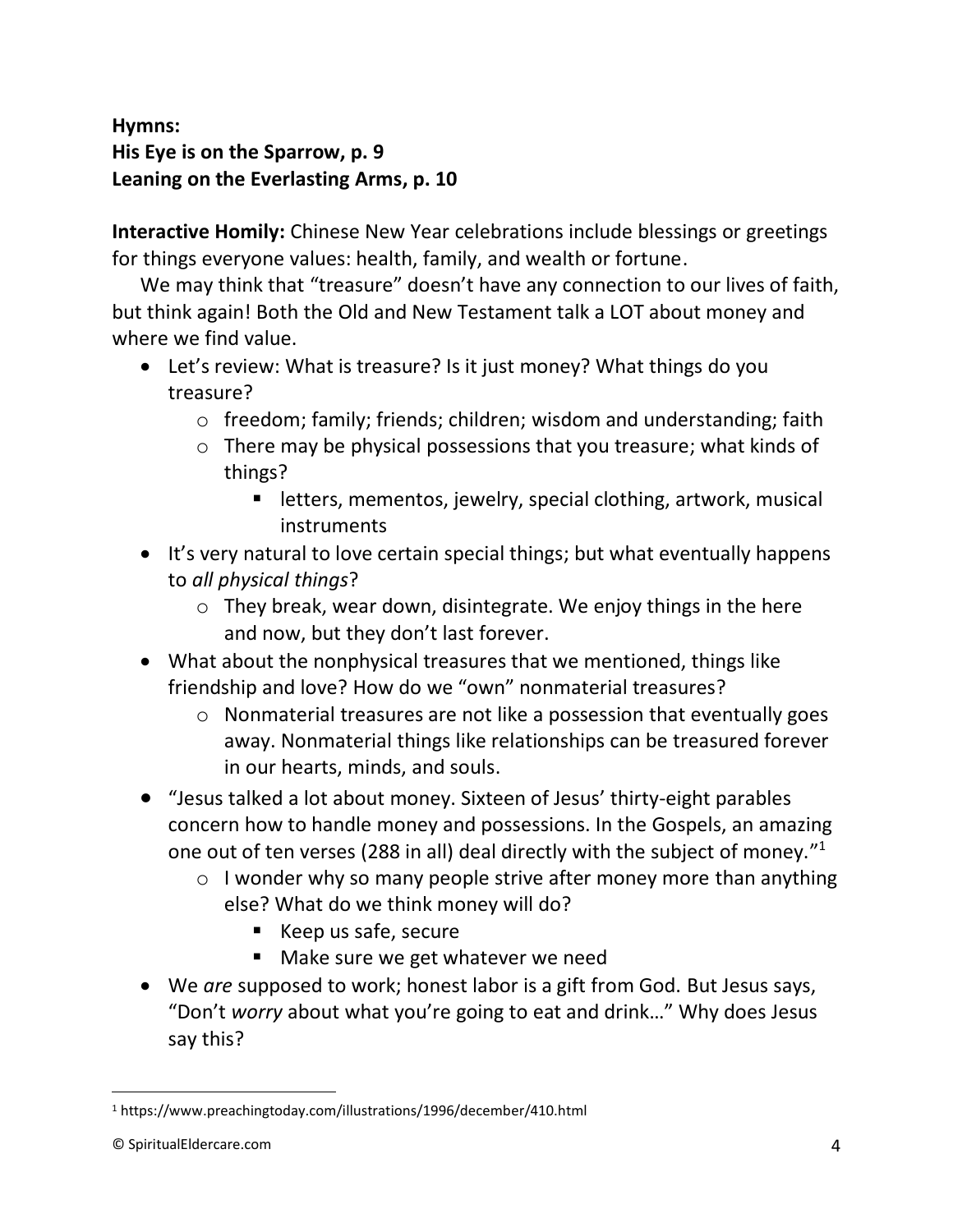**Hymns:**
**His Eye is on the Sparrow, p. 9**
**Leaning on the Everlasting Arms, p. 10**

**Interactive Homily:** Chinese New Year celebrations include blessings or greetings for things everyone values: health, family, and wealth or fortune.

We may think that "treasure" doesn't have any connection to our lives of faith, but think again! Both the Old and New Testament talk a LOT about money and where we find value.

- Let's review: What is treasure? Is it just money? What things do you treasure?
  - freedom; family; friends; children; wisdom and understanding; faith
  - There may be physical possessions that you treasure; what kinds of things?
    - letters, mementos, jewelry, special clothing, artwork, musical instruments
- It's very natural to love certain special things; but what eventually happens to *all physical things*?
  - They break, wear down, disintegrate. We enjoy things in the here and now, but they don't last forever.
- What about the nonphysical treasures that we mentioned, things like friendship and love? How do we "own" nonmaterial treasures?
  - Nonmaterial treasures are not like a possession that eventually goes away. Nonmaterial things like relationships can be treasured forever in our hearts, minds, and souls.
- "Jesus talked a lot about money. Sixteen of Jesus' thirty-eight parables concern how to handle money and possessions. In the Gospels, an amazing one out of ten verses (288 in all) deal directly with the subject of money."[1]
  - I wonder why so many people strive after money more than anything else? What do we think money will do?
    - Keep us safe, secure
    - Make sure we get whatever we need
- We *are* supposed to work; honest labor is a gift from God. But Jesus says, "Don't *worry* about what you're going to eat and drink…" Why does Jesus say this?

[1] https://www.preachingtoday.com/illustrations/1996/december/410.html

© SpiritualEldercare.com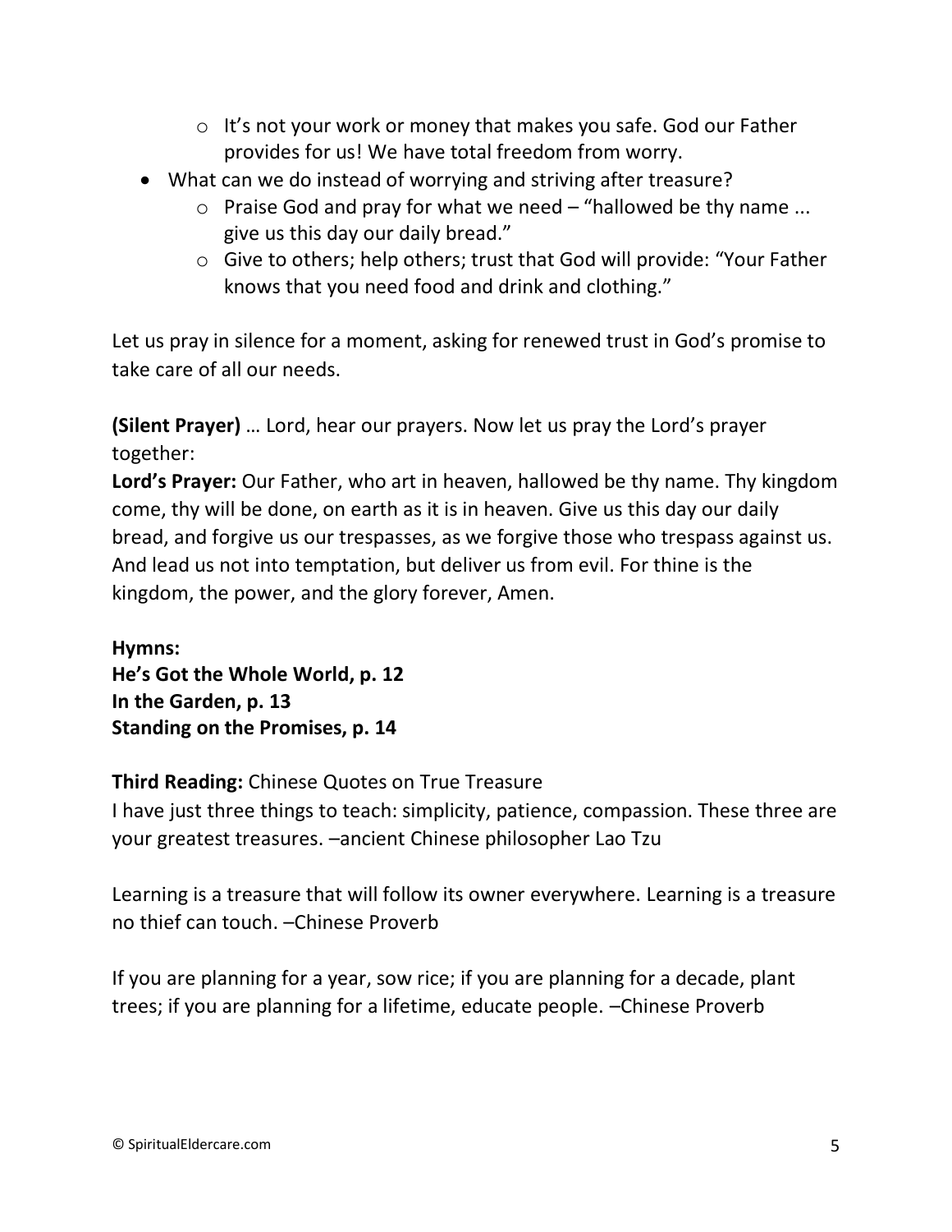- It's not your work or money that makes you safe. God our Father provides for us! We have total freedom from worry.
- What can we do instead of worrying and striving after treasure?
    - Praise God and pray for what we need – "hallowed be thy name ... give us this day our daily bread."
    - Give to others; help others; trust that God will provide: "Your Father knows that you need food and drink and clothing."

Let us pray in silence for a moment, asking for renewed trust in God's promise to take care of all our needs.

**(Silent Prayer)** … Lord, hear our prayers. Now let us pray the Lord's prayer together:

**Lord's Prayer:** Our Father, who art in heaven, hallowed be thy name. Thy kingdom come, thy will be done, on earth as it is in heaven. Give us this day our daily bread, and forgive us our trespasses, as we forgive those who trespass against us. And lead us not into temptation, but deliver us from evil. For thine is the kingdom, the power, and the glory forever, Amen.

**Hymns:**
**He's Got the Whole World, p. 12**
**In the Garden, p. 13**
**Standing on the Promises, p. 14**

**Third Reading:** Chinese Quotes on True Treasure

I have just three things to teach: simplicity, patience, compassion. These three are your greatest treasures. –ancient Chinese philosopher Lao Tzu

Learning is a treasure that will follow its owner everywhere. Learning is a treasure no thief can touch. –Chinese Proverb

If you are planning for a year, sow rice; if you are planning for a decade, plant trees; if you are planning for a lifetime, educate people. –Chinese Proverb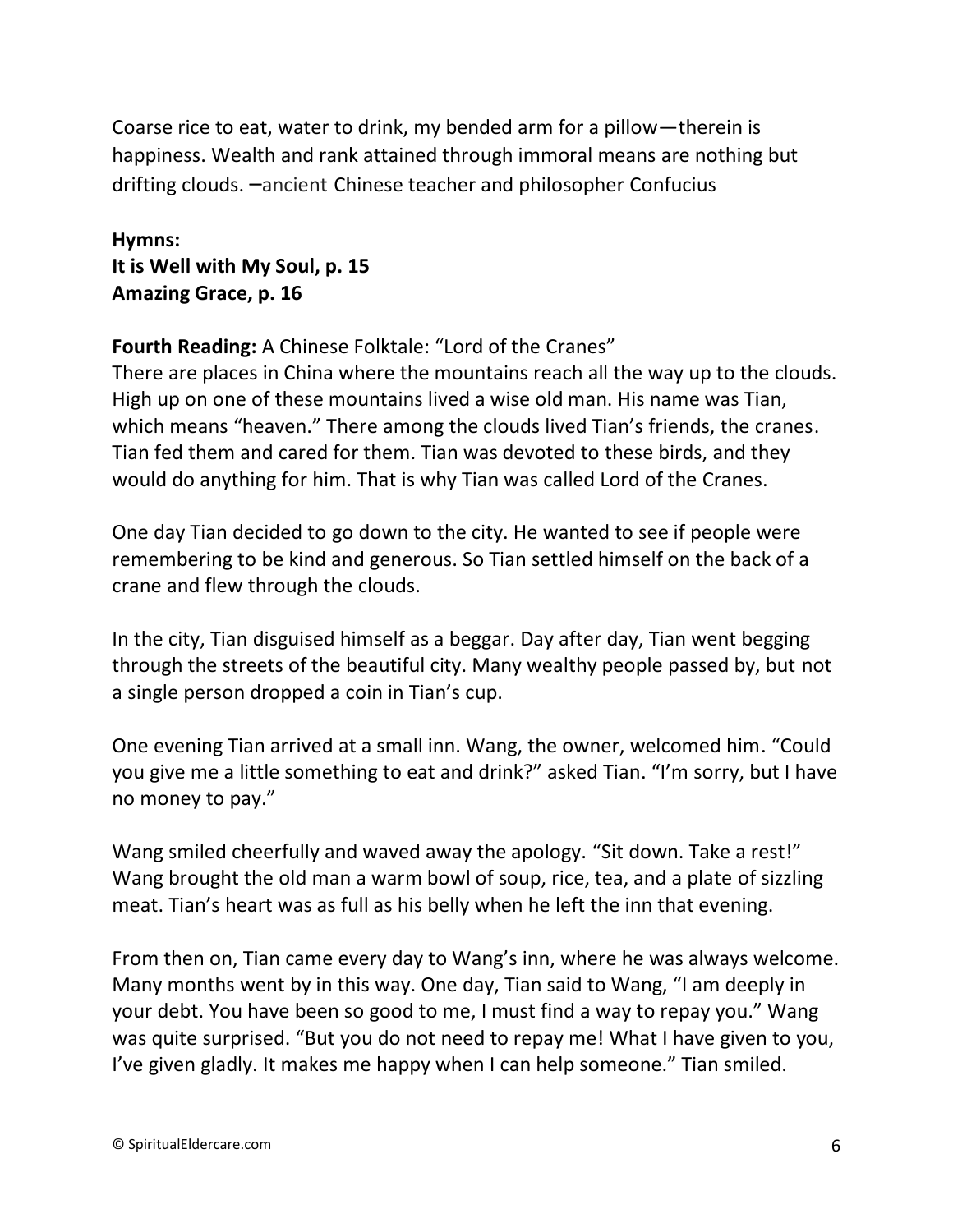Coarse rice to eat, water to drink, my bended arm for a pillow—therein is happiness. Wealth and rank attained through immoral means are nothing but drifting clouds. –ancient Chinese teacher and philosopher Confucius

**Hymns:**
**It is Well with My Soul, p. 15**
**Amazing Grace, p. 16**

**Fourth Reading:** A Chinese Folktale: "Lord of the Cranes"
There are places in China where the mountains reach all the way up to the clouds. High up on one of these mountains lived a wise old man. His name was Tian, which means "heaven." There among the clouds lived Tian's friends, the cranes. Tian fed them and cared for them. Tian was devoted to these birds, and they would do anything for him. That is why Tian was called Lord of the Cranes.

One day Tian decided to go down to the city. He wanted to see if people were remembering to be kind and generous. So Tian settled himself on the back of a crane and flew through the clouds.

In the city, Tian disguised himself as a beggar. Day after day, Tian went begging through the streets of the beautiful city. Many wealthy people passed by, but not a single person dropped a coin in Tian's cup.

One evening Tian arrived at a small inn. Wang, the owner, welcomed him. "Could you give me a little something to eat and drink?" asked Tian. "I'm sorry, but I have no money to pay."

Wang smiled cheerfully and waved away the apology. "Sit down. Take a rest!" Wang brought the old man a warm bowl of soup, rice, tea, and a plate of sizzling meat. Tian's heart was as full as his belly when he left the inn that evening.

From then on, Tian came every day to Wang's inn, where he was always welcome. Many months went by in this way. One day, Tian said to Wang, "I am deeply in your debt. You have been so good to me, I must find a way to repay you." Wang was quite surprised. "But you do not need to repay me! What I have given to you, I've given gladly. It makes me happy when I can help someone." Tian smiled.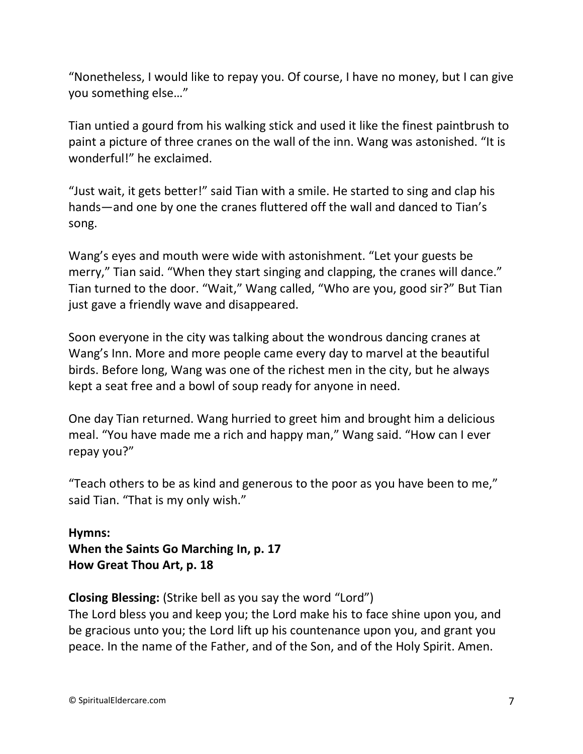"Nonetheless, I would like to repay you. Of course, I have no money, but I can give you something else…"

Tian untied a gourd from his walking stick and used it like the finest paintbrush to paint a picture of three cranes on the wall of the inn. Wang was astonished. "It is wonderful!" he exclaimed.

"Just wait, it gets better!" said Tian with a smile. He started to sing and clap his hands—and one by one the cranes fluttered off the wall and danced to Tian's song.

Wang's eyes and mouth were wide with astonishment. "Let your guests be merry," Tian said. "When they start singing and clapping, the cranes will dance." Tian turned to the door. "Wait," Wang called, "Who are you, good sir?" But Tian just gave a friendly wave and disappeared.

Soon everyone in the city was talking about the wondrous dancing cranes at Wang's Inn. More and more people came every day to marvel at the beautiful birds. Before long, Wang was one of the richest men in the city, but he always kept a seat free and a bowl of soup ready for anyone in need.

One day Tian returned. Wang hurried to greet him and brought him a delicious meal. "You have made me a rich and happy man," Wang said. "How can I ever repay you?"

"Teach others to be as kind and generous to the poor as you have been to me," said Tian. "That is my only wish."

**Hymns:**
**When the Saints Go Marching In, p. 17**
**How Great Thou Art, p. 18**

**Closing Blessing:** (Strike bell as you say the word "Lord")
The Lord bless you and keep you; the Lord make his to face shine upon you, and be gracious unto you; the Lord lift up his countenance upon you, and grant you peace. In the name of the Father, and of the Son, and of the Holy Spirit. Amen.

© SpiritualEldercare.com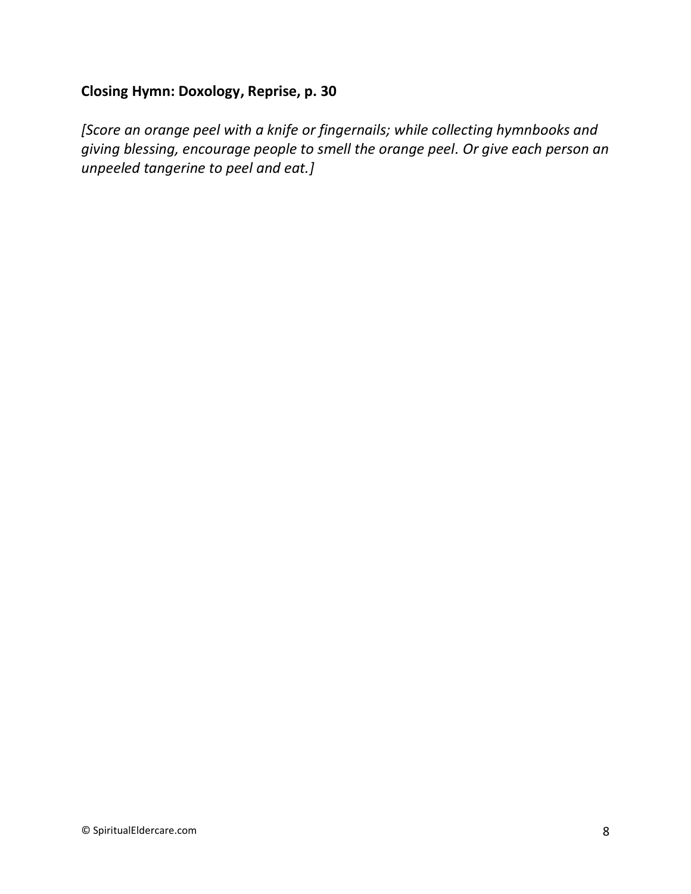**Closing Hymn: Doxology, Reprise, p. 30**

*[Score an orange peel with a knife or fingernails; while collecting hymnbooks and giving blessing, encourage people to smell the orange peel. Or give each person an unpeeled tangerine to peel and eat.]*

© SpiritualEldercare.com